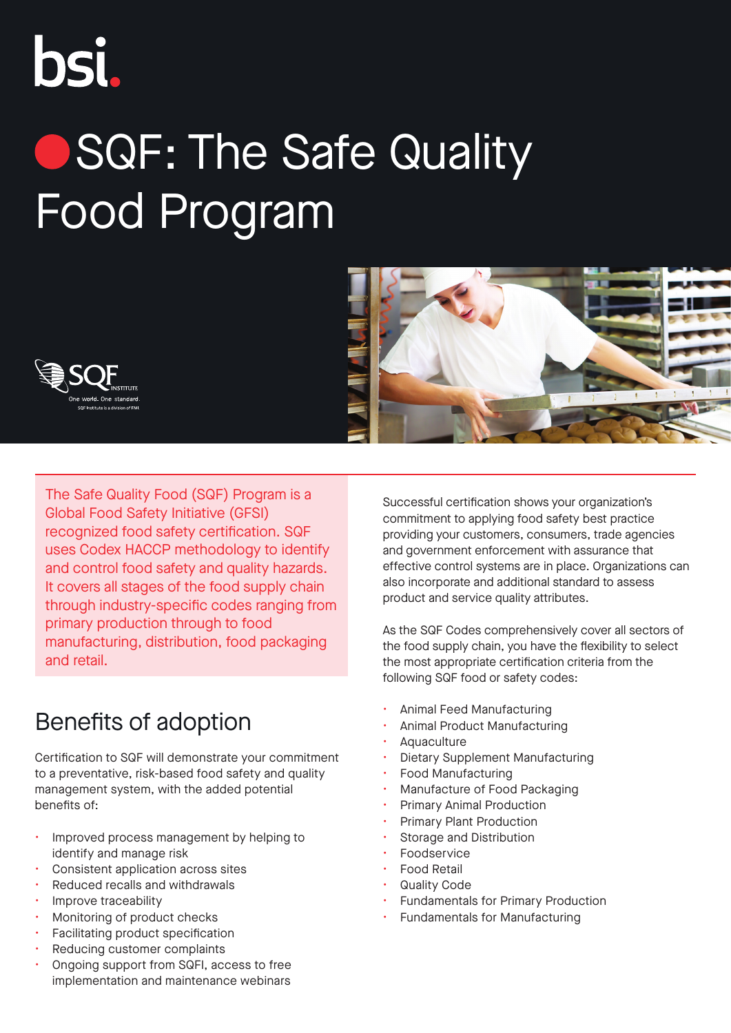# SQF: The Safe Quality Food Program

The Safe Quality Food (SQF) Program is a Global Food Safety Initiative (GFSI) recognized food safety certification. SQF uses Codex HACCP methodology to identify and control food safety and quality hazards. It covers all stages of the food supply chain through industry-specific codes ranging from primary production through to food manufacturing, distribution, food packaging and retail.

## Benefits of adoption

Certification to SQF will demonstrate your commitment to a preventative, risk-based food safety and quality management system, with the added potential benefits of:

- Improved process management by helping to identify and manage risk
- Consistent application across sites
- Reduced recalls and withdrawals
- Improve traceability
- Monitoring of product checks
- Facilitating product specification
- Reducing customer complaints
- Ongoing support from SQFI, access to free implementation and maintenance webinars

Successful certification shows your organization's commitment to applying food safety best practice providing your customers, consumers, trade agencies and government enforcement with assurance that effective control systems are in place. Organizations can also incorporate and additional standard to assess product and service quality attributes.

As the SQF Codes comprehensively cover all sectors of the food supply chain, you have the flexibility to select the most appropriate certification criteria from the following SQF food or safety codes:

- Animal Feed Manufacturing
- Animal Product Manufacturing
- Aquaculture
- Dietary Supplement Manufacturing
- Food Manufacturing
- Manufacture of Food Packaging
- Primary Animal Production
- Primary Plant Production
- Storage and Distribution
- Foodservice
- Food Retail
- Quality Code
- Fundamentals for Primary Production
- Fundamentals for Manufacturing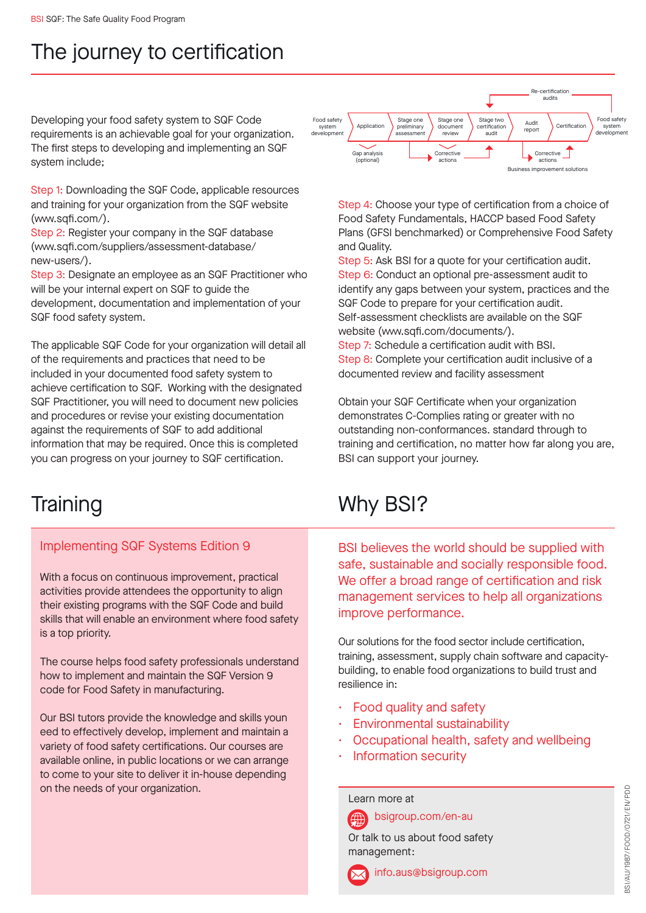# The journey to certification

Developing your food safety system to SQF Code requirements is an achievable goal for your organization. The first steps to developing and implementing an SQF system include;

Step 1: Downloading the SQF Code, applicable resources and training for your organization from the SQF website (www.sqfi.com/).
Step 2: Register your company in the SQF database (www.sqfi.com/suppliers/assessment-database/new-users/).
Step 3: Designate an employee as an SQF Practitioner who will be your internal expert on SQF to guide the development, documentation and implementation of your SQF food safety system.

The applicable SQF Code for your organization will detail all of the requirements and practices that need to be included in your documented food safety system to achieve certification to SQF. Working with the designated SQF Practitioner, you will need to document new policies and procedures or revise your existing documentation against the requirements of SQF to add additional information that may be required. Once this is completed you can progress on your journey to SQF certification.

Re-certification audits

Food safety system development
Application
Stage one preliminary assessment
Stage one document review
Stage two certification audit
Audit report
Certification
Food safety system development

Gap analysis (optional)
Corrective actions
Corrective actions
Business improvement solutions

Step 4: Choose your type of certification from a choice of Food Safety Fundamentals, HACCP based Food Safety Plans (GFSI benchmarked) or Comprehensive Food Safety and Quality.
Step 5: Ask BSI for a quote for your certification audit.
Step 6: Conduct an optional pre-assessment audit to identify any gaps between your system, practices and the SQF Code to prepare for your certification audit. Self-assessment checklists are available on the SQF website (www.sqfi.com/documents/).
Step 7: Schedule a certification audit with BSI.
Step 8: Complete your certification audit inclusive of a documented review and facility assessment

Obtain your SQF Certificate when your organization demonstrates C-Complies rating or greater with no outstanding non-conformances. standard through to training and certification, no matter how far along you are, BSI can support your journey.

# Training

## Implementing SQF Systems Edition 9

With a focus on continuous improvement, practical activities provide attendees the opportunity to align their existing programs with the SQF Code and build skills that will enable an environment where food safety is a top priority.

The course helps food safety professionals understand how to implement and maintain the SQF Version 9 code for Food Safety in manufacturing.

Our BSI tutors provide the knowledge and skills youn eed to effectively develop, implement and maintain a variety of food safety certifications. Our courses are available online, in public locations or we can arrange to come to your site to deliver it in-house depending on the needs of your organization.

# Why BSI?

BSI believes the world should be supplied with safe, sustainable and socially responsible food. We offer a broad range of certification and risk management services to help all organizations improve performance.

Our solutions for the food sector include certification, training, assessment, supply chain software and capacity-building, to enable food organizations to build trust and resilience in:

- Food quality and safety
- Environmental sustainability
- Occupational health, safety and wellbeing
- Information security

Learn more at

bsigroup.com/en-au

Or talk to us about food safety management:

info.aus@bsigroup.com

BSI/AU/1987/FOOD/0721/EN/PDD